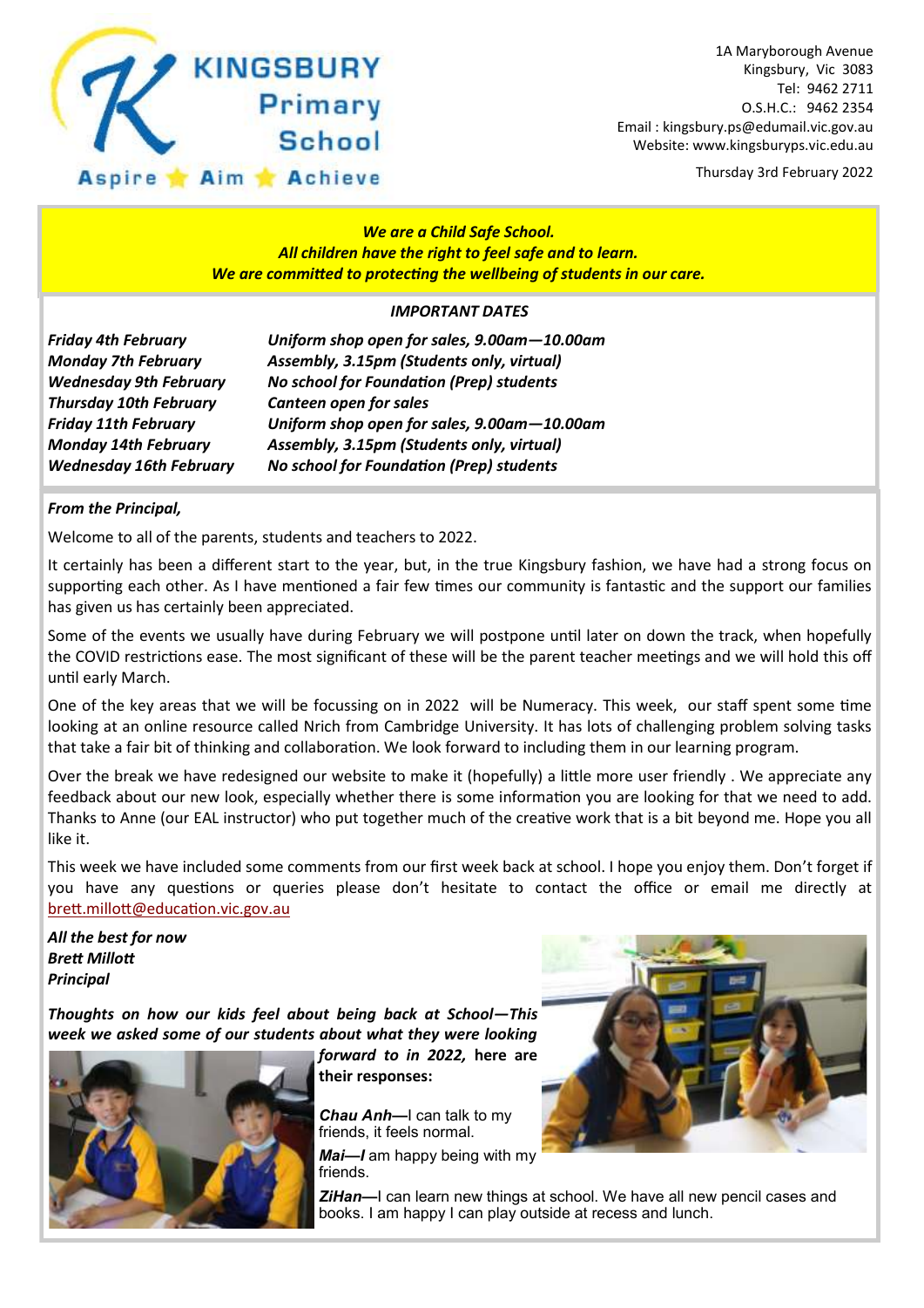# KINGSBURY Primary School

Aspire ★ Aim ★ Achieve

1A Maryborough Avenue
Kingsbury, Vic 3083
Tel: 9462 2711
O.S.H.C.: 9462 2354
Email : kingsbury.ps@edumail.vic.gov.au
Website: www.kingsburyps.vic.edu.au

Thursday 3rd February 2022

***We are a Child Safe School.***
***All children have the right to feel safe and to learn.***
***We are committed to protecting the wellbeing of students in our care.***

## *IMPORTANT DATES*

| | |
|---|---|
| ***Friday 4th February*** | ***Uniform shop open for sales, 9.00am—10.00am*** |
| ***Monday 7th February*** | ***Assembly, 3.15pm (Students only, virtual)*** |
| ***Wednesday 9th February*** | ***No school for Foundation (Prep) students*** |
| ***Thursday 10th February*** | ***Canteen open for sales*** |
| ***Friday 11th February*** | ***Uniform shop open for sales, 9.00am—10.00am*** |
| ***Monday 14th February*** | ***Assembly, 3.15pm (Students only, virtual)*** |
| ***Wednesday 16th February*** | ***No school for Foundation (Prep) students*** |

***From the Principal,***

Welcome to all of the parents, students and teachers to 2022.

It certainly has been a different start to the year, but, in the true Kingsbury fashion, we have had a strong focus on supporting each other. As I have mentioned a fair few times our community is fantastic and the support our families has given us has certainly been appreciated.

Some of the events we usually have during February we will postpone until later on down the track, when hopefully the COVID restrictions ease. The most significant of these will be the parent teacher meetings and we will hold this off until early March.

One of the key areas that we will be focussing on in 2022 will be Numeracy. This week, our staff spent some time looking at an online resource called Nrich from Cambridge University. It has lots of challenging problem solving tasks that take a fair bit of thinking and collaboration. We look forward to including them in our learning program.

Over the break we have redesigned our website to make it (hopefully) a little more user friendly . We appreciate any feedback about our new look, especially whether there is some information you are looking for that we need to add. Thanks to Anne (our EAL instructor) who put together much of the creative work that is a bit beyond me. Hope you all like it.

This week we have included some comments from our first week back at school. I hope you enjoy them. Don't forget if you have any questions or queries please don't hesitate to contact the office or email me directly at brett.millott@education.vic.gov.au

***All the best for now***
***Brett Millott***
***Principal***

***Thoughts on how our kids feel about being back at School—This week we asked some of our students about what they were looking forward to in 2022,* here are their responses:**

***Chau Anh***—I can talk to my friends, it feels normal.

***Mai—I*** am happy being with my friends.

***ZiHan***—I can learn new things at school. We have all new pencil cases and books. I am happy I can play outside at recess and lunch.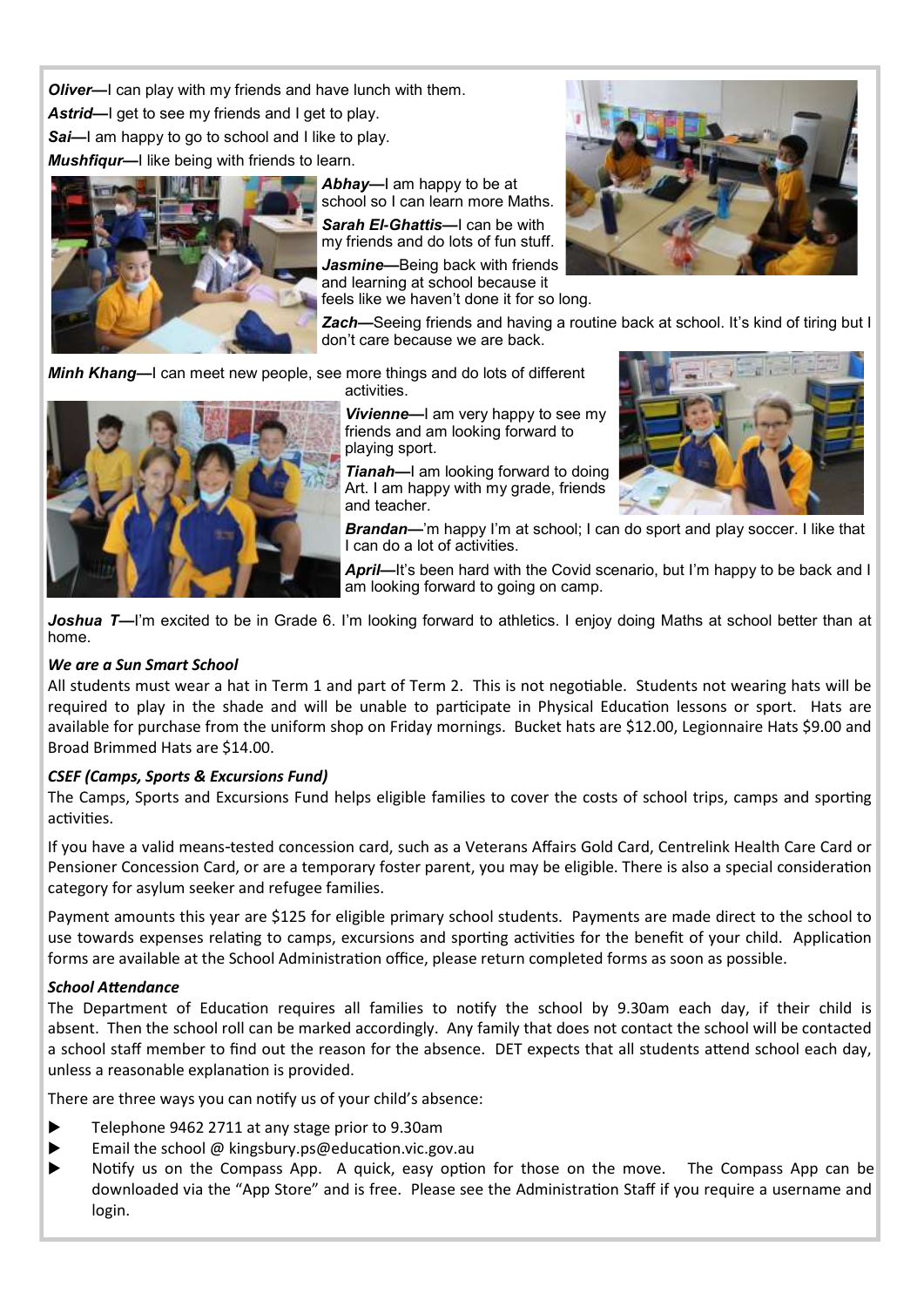***Oliver*—**I can play with my friends and have lunch with them.

***Astrid*—**I get to see my friends and I get to play.

***Sai*—**I am happy to go to school and I like to play.

***Mushfiqur*—**I like being with friends to learn.

***Abhay*—**I am happy to be at school so I can learn more Maths.

***Sarah El-Ghattis*—**I can be with my friends and do lots of fun stuff.

***Jasmine*—**Being back with friends and learning at school because it feels like we haven't done it for so long.

***Zach*—**Seeing friends and having a routine back at school. It's kind of tiring but I don't care because we are back.

***Minh Khang*—**I can meet new people, see more things and do lots of different activities.

***Vivienne*—**I am very happy to see my friends and am looking forward to playing sport.

***Tianah*—**I am looking forward to doing Art. I am happy with my grade, friends and teacher.

***Brandan*—**'m happy I'm at school; I can do sport and play soccer. I like that I can do a lot of activities.

***April*—**It's been hard with the Covid scenario, but I'm happy to be back and I am looking forward to going on camp.

***Joshua T*—**I'm excited to be in Grade 6. I'm looking forward to athletics. I enjoy doing Maths at school better than at home.

***We are a Sun Smart School***

All students must wear a hat in Term 1 and part of Term 2. This is not negotiable. Students not wearing hats will be required to play in the shade and will be unable to participate in Physical Education lessons or sport. Hats are available for purchase from the uniform shop on Friday mornings. Bucket hats are $12.00, Legionnaire Hats $9.00 and Broad Brimmed Hats are $14.00.

***CSEF (Camps, Sports & Excursions Fund)***

The Camps, Sports and Excursions Fund helps eligible families to cover the costs of school trips, camps and sporting activities.

If you have a valid means-tested concession card, such as a Veterans Affairs Gold Card, Centrelink Health Care Card or Pensioner Concession Card, or are a temporary foster parent, you may be eligible. There is also a special consideration category for asylum seeker and refugee families.

Payment amounts this year are $125 for eligible primary school students. Payments are made direct to the school to use towards expenses relating to camps, excursions and sporting activities for the benefit of your child. Application forms are available at the School Administration office, please return completed forms as soon as possible.

***School Attendance***

The Department of Education requires all families to notify the school by 9.30am each day, if their child is absent. Then the school roll can be marked accordingly. Any family that does not contact the school will be contacted a school staff member to find out the reason for the absence. DET expects that all students attend school each day, unless a reasonable explanation is provided.

There are three ways you can notify us of your child's absence:

- Telephone 9462 2711 at any stage prior to 9.30am
- Email the school @ kingsbury.ps@education.vic.gov.au
- Notify us on the Compass App. A quick, easy option for those on the move. The Compass App can be downloaded via the "App Store" and is free. Please see the Administration Staff if you require a username and login.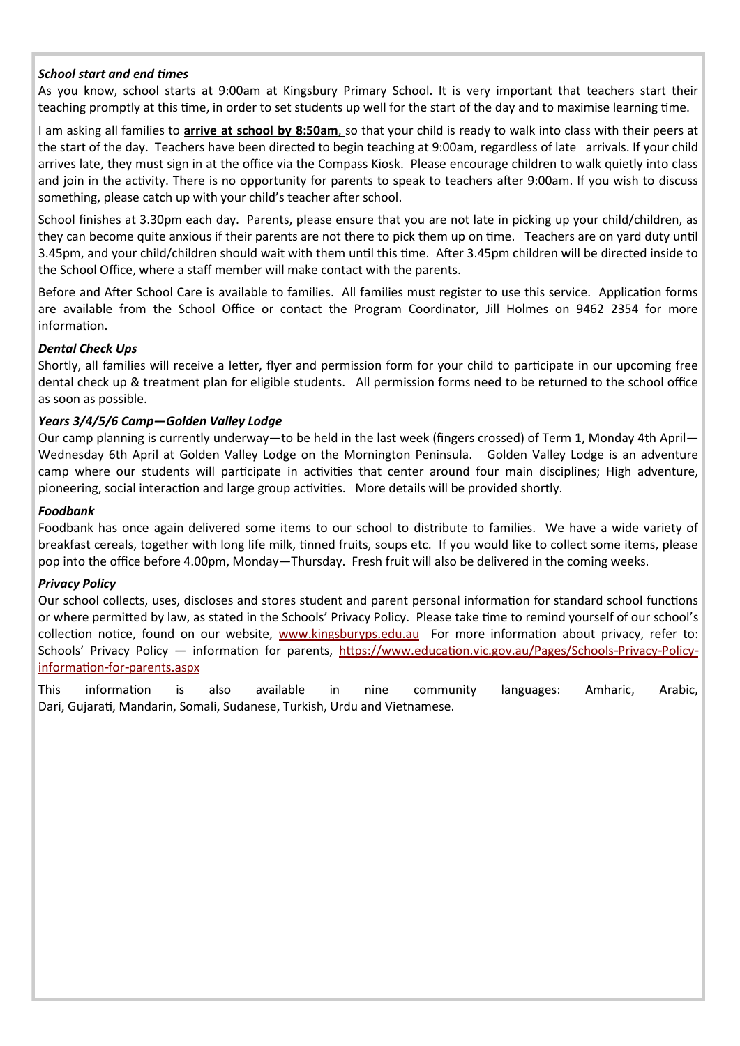***School start and end times***

As you know, school starts at 9:00am at Kingsbury Primary School. It is very important that teachers start their teaching promptly at this time, in order to set students up well for the start of the day and to maximise learning time.

I am asking all families to **arrive at school by 8:50am**, so that your child is ready to walk into class with their peers at the start of the day. Teachers have been directed to begin teaching at 9:00am, regardless of late arrivals. If your child arrives late, they must sign in at the office via the Compass Kiosk. Please encourage children to walk quietly into class and join in the activity. There is no opportunity for parents to speak to teachers after 9:00am. If you wish to discuss something, please catch up with your child's teacher after school.

School finishes at 3.30pm each day. Parents, please ensure that you are not late in picking up your child/children, as they can become quite anxious if their parents are not there to pick them up on time. Teachers are on yard duty until 3.45pm, and your child/children should wait with them until this time. After 3.45pm children will be directed inside to the School Office, where a staff member will make contact with the parents.

Before and After School Care is available to families. All families must register to use this service. Application forms are available from the School Office or contact the Program Coordinator, Jill Holmes on 9462 2354 for more information.

***Dental Check Ups***

Shortly, all families will receive a letter, flyer and permission form for your child to participate in our upcoming free dental check up & treatment plan for eligible students. All permission forms need to be returned to the school office as soon as possible.

***Years 3/4/5/6 Camp—Golden Valley Lodge***

Our camp planning is currently underway—to be held in the last week (fingers crossed) of Term 1, Monday 4th April—Wednesday 6th April at Golden Valley Lodge on the Mornington Peninsula. Golden Valley Lodge is an adventure camp where our students will participate in activities that center around four main disciplines; High adventure, pioneering, social interaction and large group activities. More details will be provided shortly.

***Foodbank***

Foodbank has once again delivered some items to our school to distribute to families. We have a wide variety of breakfast cereals, together with long life milk, tinned fruits, soups etc. If you would like to collect some items, please pop into the office before 4.00pm, Monday—Thursday. Fresh fruit will also be delivered in the coming weeks.

***Privacy Policy***

Our school collects, uses, discloses and stores student and parent personal information for standard school functions or where permitted by law, as stated in the Schools' Privacy Policy. Please take time to remind yourself of our school's collection notice, found on our website, [www.kingsburyps.edu.au](http://www.kingsburyps.edu.au) For more information about privacy, refer to: Schools' Privacy Policy — information for parents, [https://www.education.vic.gov.au/Pages/Schools-Privacy-Policy-information-for-parents.aspx](https://www.education.vic.gov.au/Pages/Schools-Privacy-Policy-information-for-parents.aspx)

This information is also available in nine community languages: Amharic, Arabic, Dari, Gujarati, Mandarin, Somali, Sudanese, Turkish, Urdu and Vietnamese.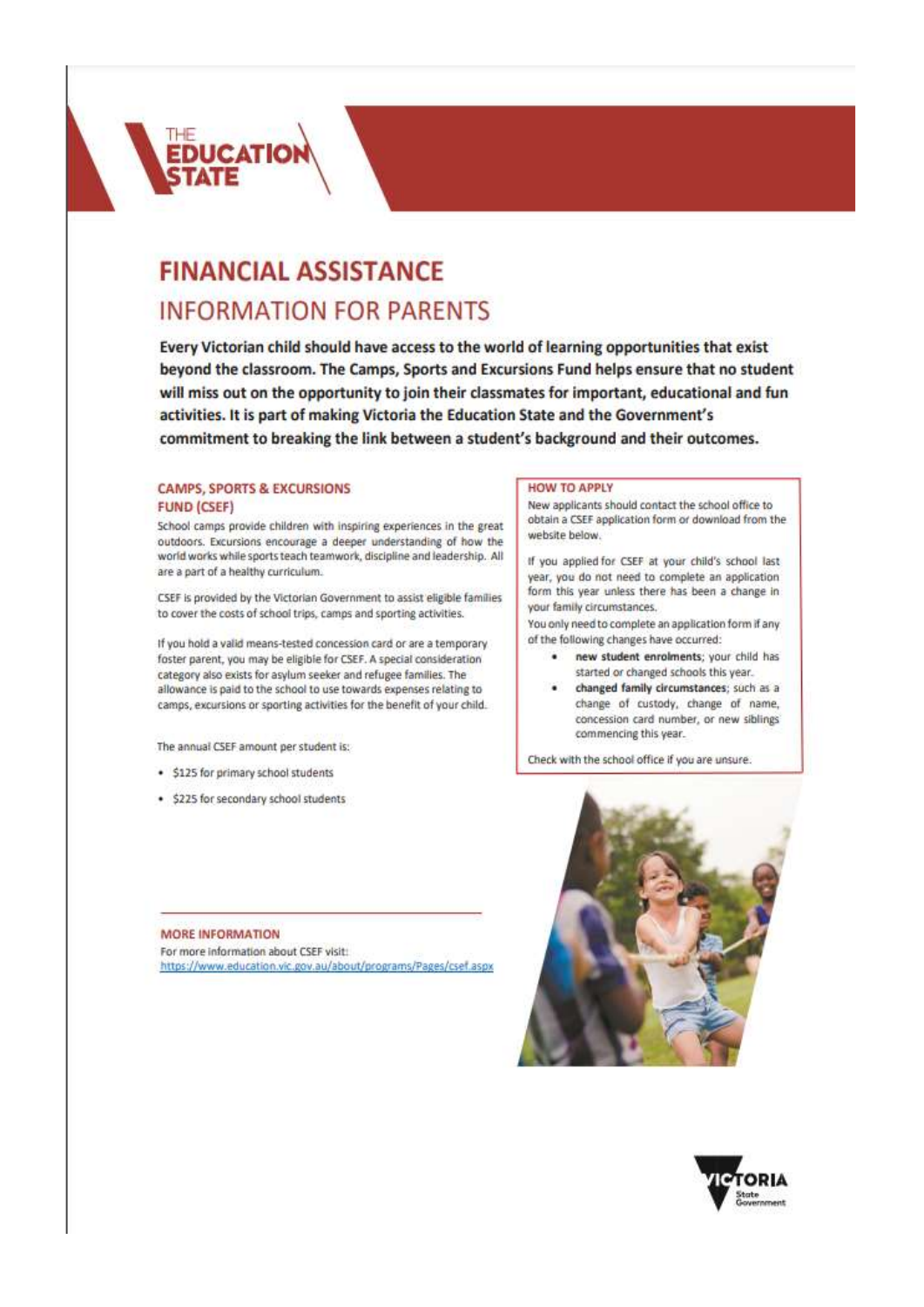# FINANCIAL ASSISTANCE

## INFORMATION FOR PARENTS

**Every Victorian child should have access to the world of learning opportunities that exist beyond the classroom. The Camps, Sports and Excursions Fund helps ensure that no student will miss out on the opportunity to join their classmates for important, educational and fun activities. It is part of making Victoria the Education State and the Government's commitment to breaking the link between a student's background and their outcomes.**

### CAMPS, SPORTS & EXCURSIONS FUND (CSEF)

School camps provide children with inspiring experiences in the great outdoors. Excursions encourage a deeper understanding of how the world works while sports teach teamwork, discipline and leadership. All are a part of a healthy curriculum.

CSEF is provided by the Victorian Government to assist eligible families to cover the costs of school trips, camps and sporting activities.

If you hold a valid means-tested concession card or are a temporary foster parent, you may be eligible for CSEF. A special consideration category also exists for asylum seeker and refugee families. The allowance is paid to the school to use towards expenses relating to camps, excursions or sporting activities for the benefit of your child.

The annual CSEF amount per student is:

- $125 for primary school students
- $225 for secondary school students

### HOW TO APPLY

New applicants should contact the school office to obtain a CSEF application form or download from the website below.

If you applied for CSEF at your child's school last year, you do not need to complete an application form this year unless there has been a change in your family circumstances.

You only need to complete an application form if any of the following changes have occurred:

- **new student enrolments**; your child has started or changed schools this year.
- **changed family circumstances**; such as a change of custody, change of name, concession card number, or new siblings commencing this year.

Check with the school office if you are unsure.

### MORE INFORMATION

For more information about CSEF visit:
https://www.education.vic.gov.au/about/programs/Pages/csef.aspx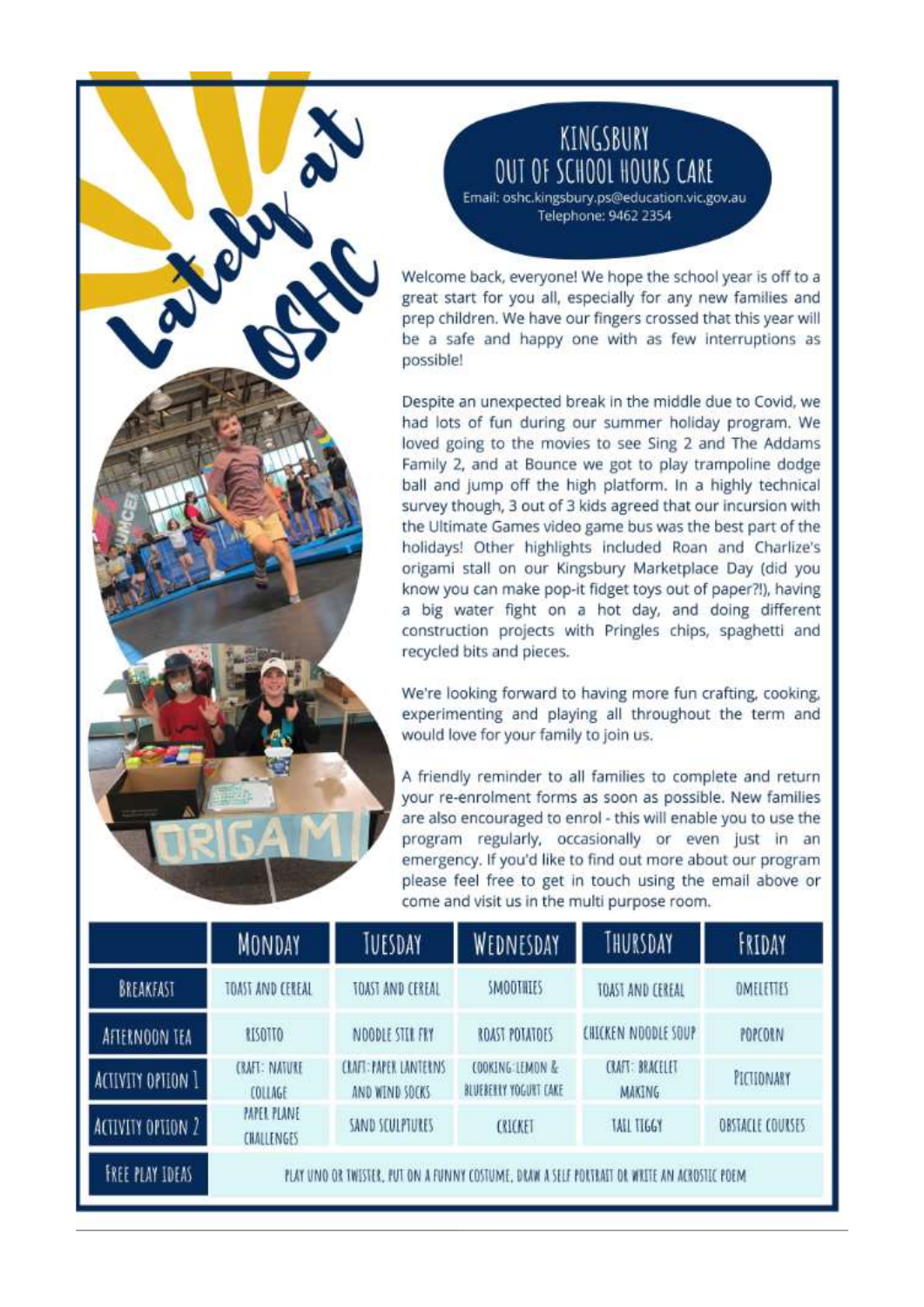# Lately at OSHC

## KINGSBURY OUT OF SCHOOL HOURS CARE

Email: oshc.kingsbury.ps@education.vic.gov.au
Telephone: 9462 2354

Welcome back, everyone! We hope the school year is off to a great start for you all, especially for any new families and prep children. We have our fingers crossed that this year will be a safe and happy one with as few interruptions as possible!

Despite an unexpected break in the middle due to Covid, we had lots of fun during our summer holiday program. We loved going to the movies to see Sing 2 and The Addams Family 2, and at Bounce we got to play trampoline dodge ball and jump off the high platform. In a highly technical survey though, 3 out of 3 kids agreed that our incursion with the Ultimate Games video game bus was the best part of the holidays! Other highlights included Roan and Charlize's origami stall on our Kingsbury Marketplace Day (did you know you can make pop-it fidget toys out of paper?!), having a big water fight on a hot day, and doing different construction projects with Pringles chips, spaghetti and recycled bits and pieces.

We're looking forward to having more fun crafting, cooking, experimenting and playing all throughout the term and would love for your family to join us.

A friendly reminder to all families to complete and return your re-enrolment forms as soon as possible. New families are also encouraged to enrol - this will enable you to use the program regularly, occasionally or even just in an emergency. If you'd like to find out more about our program please feel free to get in touch using the email above or come and visit us in the multi purpose room.

| | Monday | Tuesday | Wednesday | Thursday | Friday |
|---|---|---|---|---|---|
| Breakfast | Toast and cereal | Toast and cereal | Smoothies | Toast and cereal | Omelettes |
| Afternoon tea | Risotto | Noodle stir fry | Roast potatoes | Chicken noodle soup | Popcorn |
| Activity option 1 | Craft: Nature collage | Craft: Paper lanterns and wind socks | Cooking: Lemon & blueberry yogurt cake | Craft: Bracelet making | Pictionary |
| Activity option 2 | Paper plane challenges | Sand sculptures | Cricket | Tail tiggy | Obstacle courses |
| Free play ideas | Play Uno or Twister, put on a funny costume, draw a self portrait or write an acrostic poem | | | | |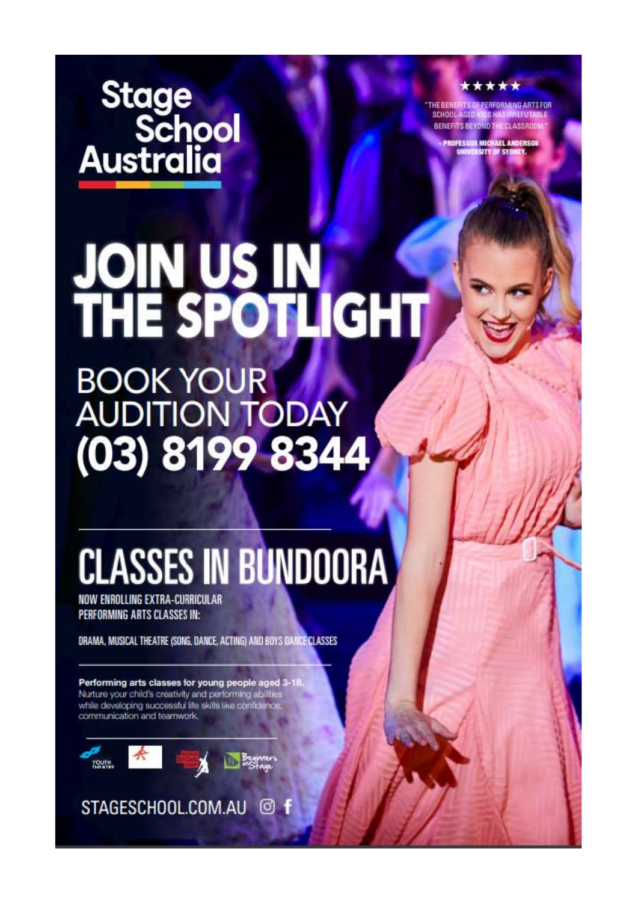# Stage School Australia

★★★★★

"THE BENEFITS OF PERFORMING ARTS FOR SCHOOL-AGED KIDS HAS IRREFUTABLE BENEFITS BEYOND THE CLASSROOM."

- PROFESSOR MICHAEL ANDERSON UNIVERSITY OF SYDNEY.

# JOIN US IN THE SPOTLIGHT

## BOOK YOUR AUDITION TODAY (03) 8199 8344

---

## CLASSES IN BUNDOORA

**NOW ENROLLING EXTRA-CURRICULAR PERFORMING ARTS CLASSES IN:**

DRAMA, MUSICAL THEATRE (SONG, DANCE, ACTING) AND BOYS DANCE CLASSES

---

**Performing arts classes for young people aged 3-18.**
Nurture your child's creativity and performing abilities while developing successful life skills like confidence, communication and teamwork.

---

YOUTH THEATRE · Beginners on Stage

STAGESCHOOL.COM.AU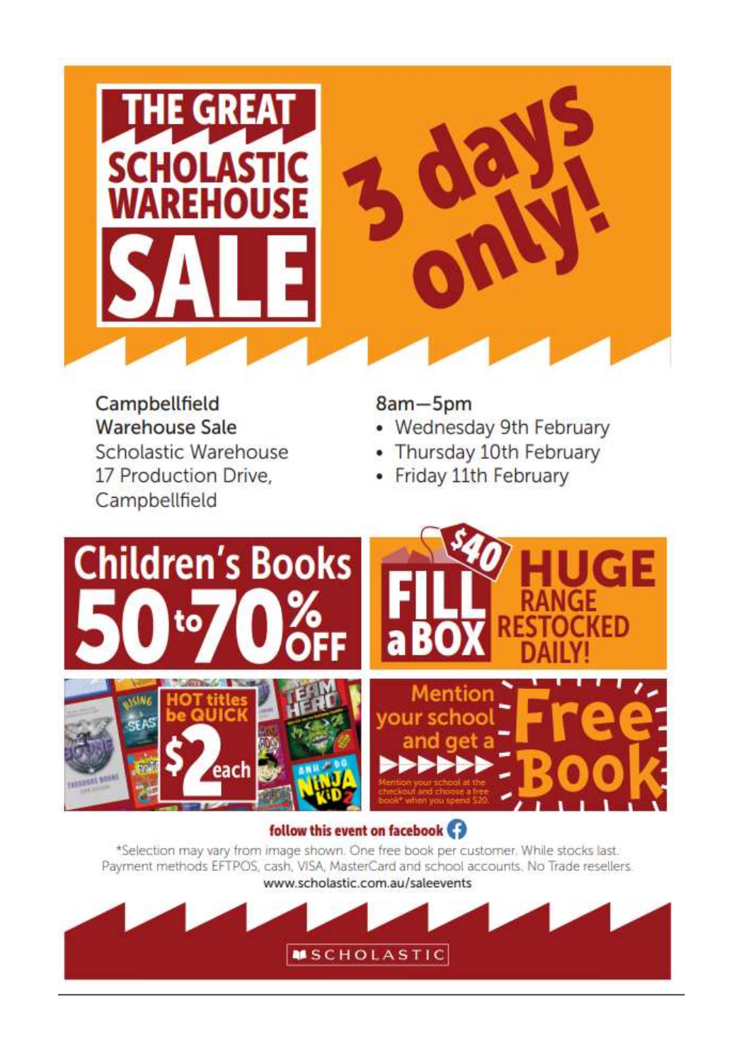# THE GREAT SCHOLASTIC WAREHOUSE SALE

## 3 days only!

**Campbellfield Warehouse Sale**
Scholastic Warehouse
17 Production Drive,
Campbellfield

8am–5pm

- Wednesday 9th February
- Thursday 10th February
- Friday 11th February

## Children's Books 50 to 70% OFF

## $40 FILL a BOX

## HUGE RANGE RESTOCKED DAILY!

## HOT titles be QUICK $2 each

## Mention your school and get a Free Book

Mention your school at the checkout and choose a free book* when you spend $20.

**follow this event on facebook**

*Selection may vary from image shown. One free book per customer. While stocks last. Payment methods EFTPOS, cash, VISA, MasterCard and school accounts. No Trade resellers.

www.scholastic.com.au/saleevents

SCHOLASTIC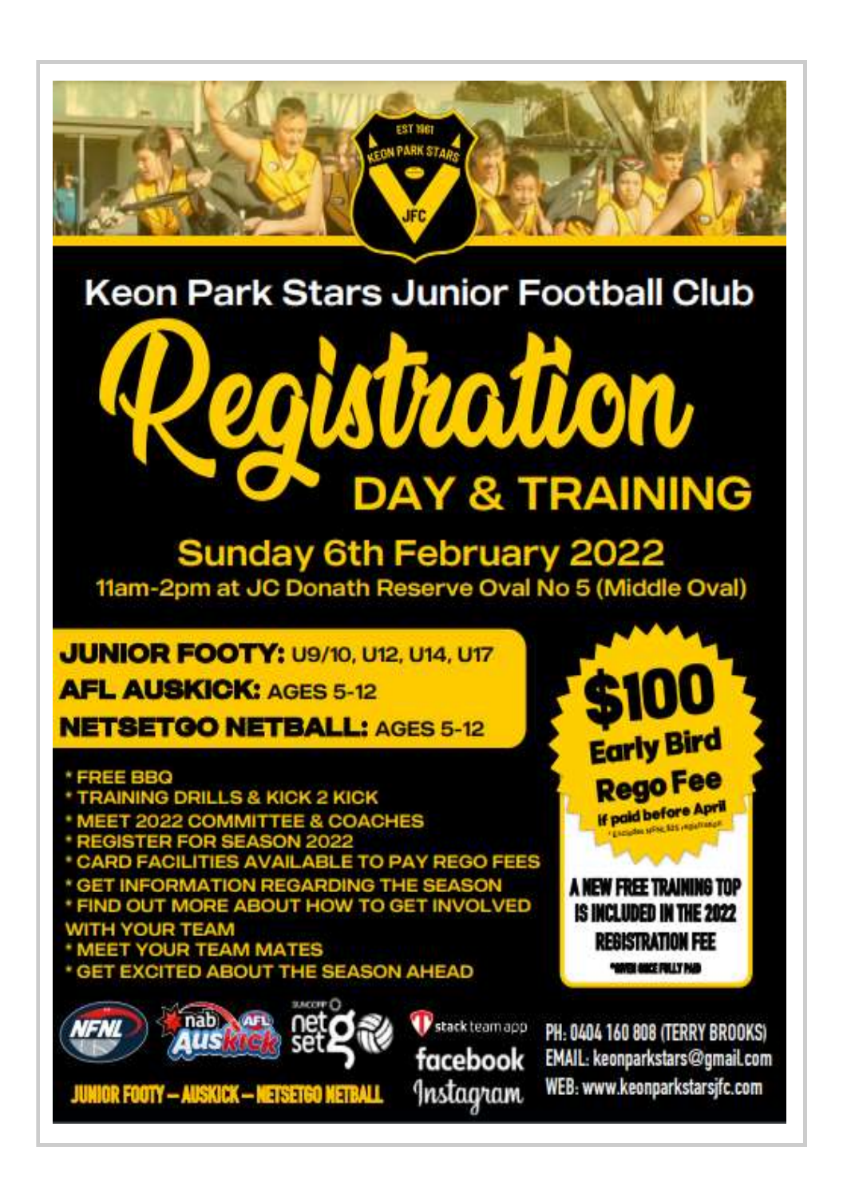# Keon Park Stars Junior Football Club

# Registration

## DAY & TRAINING

### Sunday 6th February 2022

**11am-2pm at JC Donath Reserve Oval No 5 (Middle Oval)**

**JUNIOR FOOTY:** U9/10, U12, U14, U17

**AFL AUSKICK:** AGES 5-12

**NETSETGO NETBALL:** AGES 5-12

* FREE BBQ
* TRAINING DRILLS & KICK 2 KICK
* MEET 2022 COMMITTEE & COACHES
* REGISTER FOR SEASON 2022
* CARD FACILITIES AVAILABLE TO PAY REGO FEES
* GET INFORMATION REGARDING THE SEASON
* FIND OUT MORE ABOUT HOW TO GET INVOLVED WITH YOUR TEAM
* MEET YOUR TEAM MATES
* GET EXCITED ABOUT THE SEASON AHEAD

**$100 Early Bird Rego Fee** if paid before April

*Excludes NFNL $25 registration

**A NEW FREE TRAINING TOP IS INCLUDED IN THE 2022 REGISTRATION FEE**

*GIVEN ONCE FULLY PAID

JUNIOR FOOTY – AUSKICK – NETSETGO NETBALL

stack team app | facebook | Instagram

PH: 0404 160 808 (TERRY BROOKS)

EMAIL: keonparkstars@gmail.com

WEB: www.keonparkstarsjfc.com